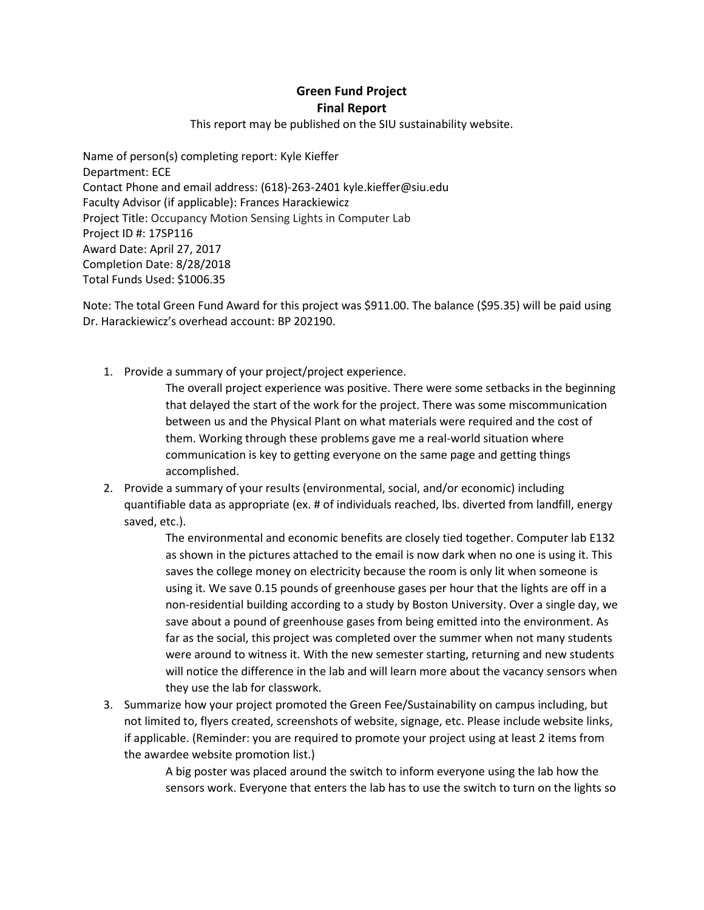# Green Fund Project
## Final Report

This report may be published on the SIU sustainability website.

Name of person(s) completing report: Kyle Kieffer
Department: ECE
Contact Phone and email address: (618)-263-2401 kyle.kieffer@siu.edu
Faculty Advisor (if applicable): Frances Harackiewicz
Project Title: Occupancy Motion Sensing Lights in Computer Lab
Project ID #: 17SP116
Award Date: April 27, 2017
Completion Date: 8/28/2018
Total Funds Used: $1006.35

Note: The total Green Fund Award for this project was $911.00. The balance ($95.35) will be paid using Dr. Harackiewicz's overhead account: BP 202190.

1. Provide a summary of your project/project experience.

   The overall project experience was positive. There were some setbacks in the beginning that delayed the start of the work for the project. There was some miscommunication between us and the Physical Plant on what materials were required and the cost of them. Working through these problems gave me a real-world situation where communication is key to getting everyone on the same page and getting things accomplished.

2. Provide a summary of your results (environmental, social, and/or economic) including quantifiable data as appropriate (ex. # of individuals reached, lbs. diverted from landfill, energy saved, etc.).

   The environmental and economic benefits are closely tied together. Computer lab E132 as shown in the pictures attached to the email is now dark when no one is using it. This saves the college money on electricity because the room is only lit when someone is using it. We save 0.15 pounds of greenhouse gases per hour that the lights are off in a non-residential building according to a study by Boston University. Over a single day, we save about a pound of greenhouse gases from being emitted into the environment. As far as the social, this project was completed over the summer when not many students were around to witness it. With the new semester starting, returning and new students will notice the difference in the lab and will learn more about the vacancy sensors when they use the lab for classwork.

3. Summarize how your project promoted the Green Fee/Sustainability on campus including, but not limited to, flyers created, screenshots of website, signage, etc. Please include website links, if applicable. (Reminder: you are required to promote your project using at least 2 items from the awardee website promotion list.)

   A big poster was placed around the switch to inform everyone using the lab how the sensors work. Everyone that enters the lab has to use the switch to turn on the lights so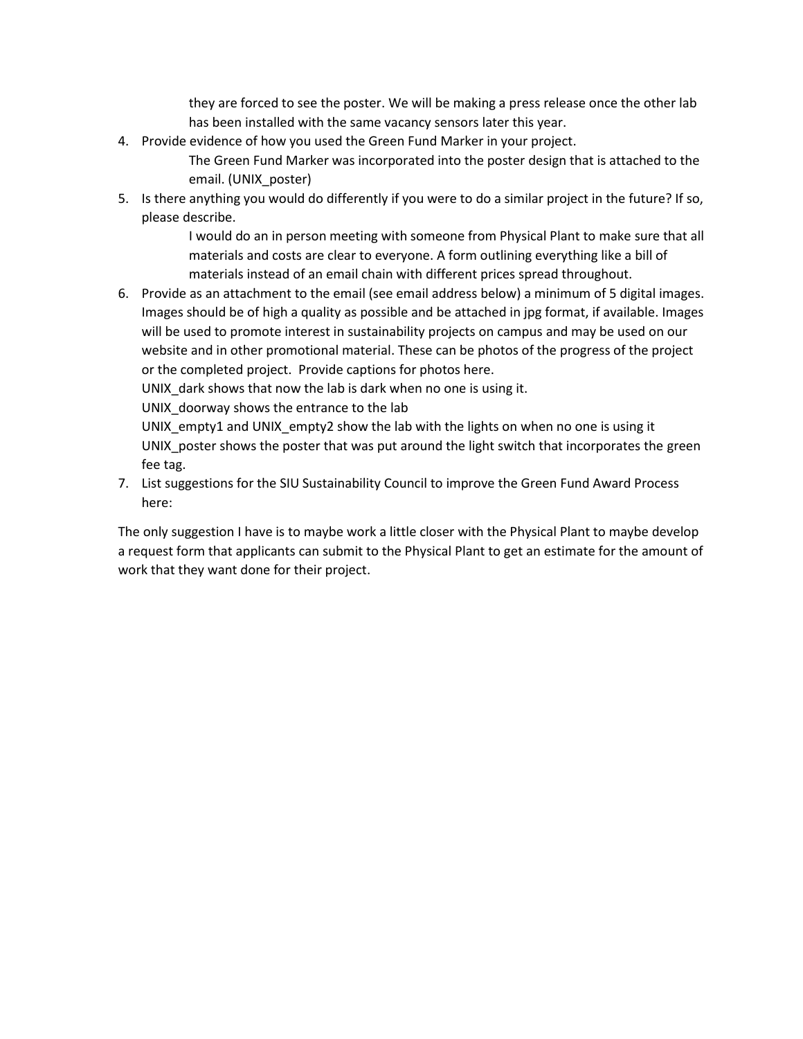they are forced to see the poster. We will be making a press release once the other lab has been installed with the same vacancy sensors later this year.

4. Provide evidence of how you used the Green Fund Marker in your project.

   The Green Fund Marker was incorporated into the poster design that is attached to the email. (UNIX_poster)

5. Is there anything you would do differently if you were to do a similar project in the future? If so, please describe.

   I would do an in person meeting with someone from Physical Plant to make sure that all materials and costs are clear to everyone. A form outlining everything like a bill of materials instead of an email chain with different prices spread throughout.

6. Provide as an attachment to the email (see email address below) a minimum of 5 digital images. Images should be of high a quality as possible and be attached in jpg format, if available. Images will be used to promote interest in sustainability projects on campus and may be used on our website and in other promotional material. These can be photos of the progress of the project or the completed project. Provide captions for photos here.

   UNIX_dark shows that now the lab is dark when no one is using it.

   UNIX_doorway shows the entrance to the lab

   UNIX_empty1 and UNIX_empty2 show the lab with the lights on when no one is using it

   UNIX_poster shows the poster that was put around the light switch that incorporates the green fee tag.

7. List suggestions for the SIU Sustainability Council to improve the Green Fund Award Process here:

The only suggestion I have is to maybe work a little closer with the Physical Plant to maybe develop a request form that applicants can submit to the Physical Plant to get an estimate for the amount of work that they want done for their project.